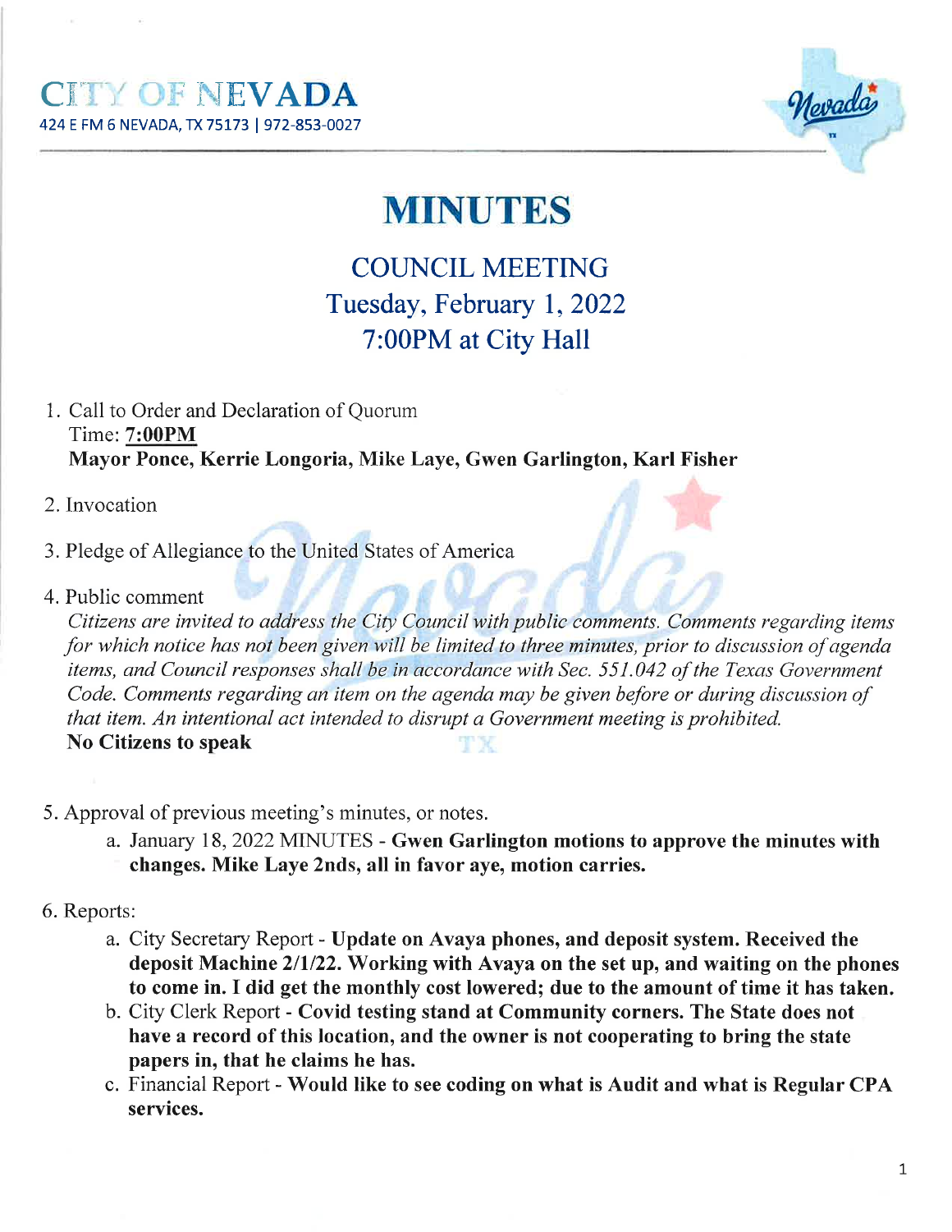# CITY OF NEVADA

424 E FM 6 NEVADA, TX 75173 | 972-853-0027

# MINUTES

## COUNCIL MEETING
## Tuesday, February 1, 2022
## 7:00PM at City Hall

1. Call to Order and Declaration of Quorum
   Time: **7:00PM**
   **Mayor Ponce, Kerrie Longoria, Mike Laye, Gwen Garlington, Karl Fisher**

2. Invocation

3. Pledge of Allegiance to the United States of America

4. Public comment
   *Citizens are invited to address the City Council with public comments. Comments regarding items for which notice has not been given will be limited to three minutes, prior to discussion of agenda items, and Council responses shall be in accordance with Sec. 551.042 of the Texas Government Code. Comments regarding an item on the agenda may be given before or during discussion of that item. An intentional act intended to disrupt a Government meeting is prohibited.*
   **No Citizens to speak**

5. Approval of previous meeting's minutes, or notes.
   a. January 18, 2022 MINUTES - **Gwen Garlington motions to approve the minutes with changes. Mike Laye 2nds, all in favor aye, motion carries.**

6. Reports:
   a. City Secretary Report - **Update on Avaya phones, and deposit system. Received the deposit Machine 2/1/22. Working with Avaya on the set up, and waiting on the phones to come in. I did get the monthly cost lowered; due to the amount of time it has taken.**
   b. City Clerk Report - **Covid testing stand at Community corners. The State does not have a record of this location, and the owner is not cooperating to bring the state papers in, that he claims he has.**
   c. Financial Report - **Would like to see coding on what is Audit and what is Regular CPA services.**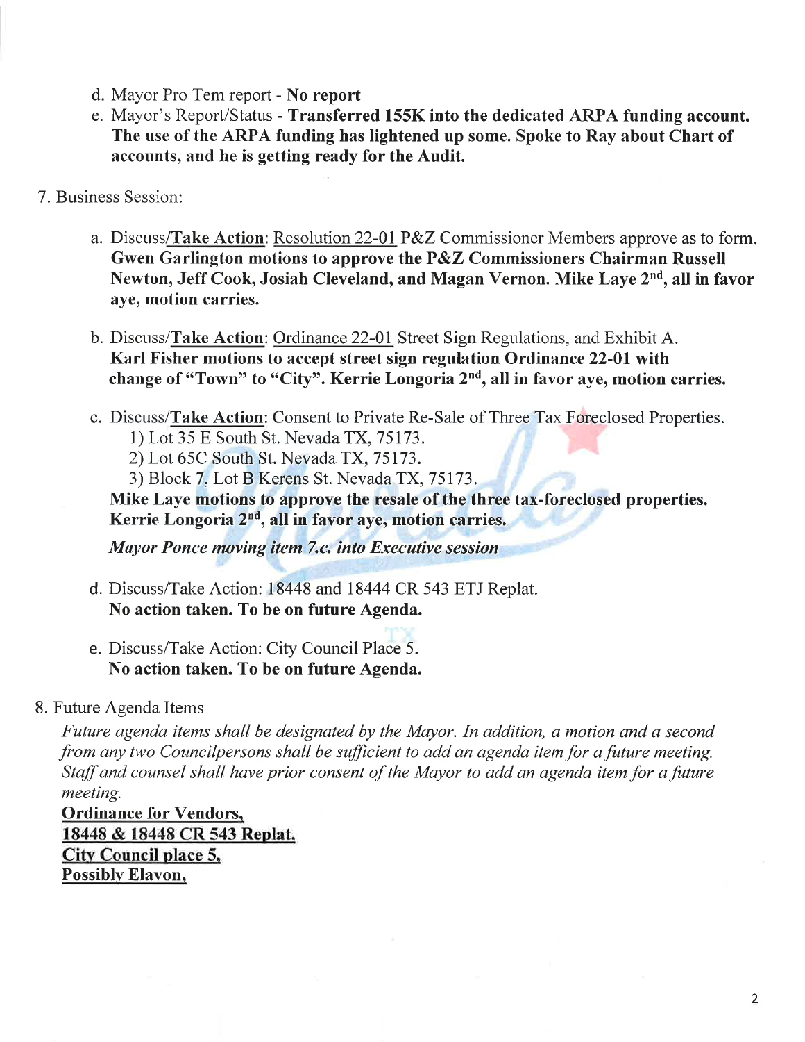d. Mayor Pro Tem report - **No report**

e. Mayor's Report/Status - **Transferred 155K into the dedicated ARPA funding account. The use of the ARPA funding has lightened up some. Spoke to Ray about Chart of accounts, and he is getting ready for the Audit.**

7. Business Session:

   a. Discuss/**Take Action**: Resolution 22-01 P&Z Commissioner Members approve as to form. **Gwen Garlington motions to approve the P&Z Commissioners Chairman Russell Newton, Jeff Cook, Josiah Cleveland, and Magan Vernon. Mike Laye 2nd, all in favor aye, motion carries.**

   b. Discuss/**Take Action**: Ordinance 22-01 Street Sign Regulations, and Exhibit A. **Karl Fisher motions to accept street sign regulation Ordinance 22-01 with change of "Town" to "City". Kerrie Longoria 2nd, all in favor aye, motion carries.**

   c. Discuss/**Take Action**: Consent to Private Re-Sale of Three Tax Foreclosed Properties.
      1) Lot 35 E South St. Nevada TX, 75173.
      2) Lot 65C South St. Nevada TX, 75173.
      3) Block 7, Lot B Kerens St. Nevada TX, 75173.

      **Mike Laye motions to approve the resale of the three tax-foreclosed properties. Kerrie Longoria 2nd, all in favor aye, motion carries.**

      ***Mayor Ponce moving item 7.c. into Executive session***

   d. Discuss/Take Action: 18448 and 18444 CR 543 ETJ Replat.
      **No action taken. To be on future Agenda.**

   e. Discuss/Take Action: City Council Place 5.
      **No action taken. To be on future Agenda.**

8. Future Agenda Items

   *Future agenda items shall be designated by the Mayor. In addition, a motion and a second from any two Councilpersons shall be sufficient to add an agenda item for a future meeting. Staff and counsel shall have prior consent of the Mayor to add an agenda item for a future meeting.*

   **<u>Ordinance for Vendors,</u>**
   **<u>18448 & 18448 CR 543 Replat,</u>**
   **<u>City Council place 5,</u>**
   **<u>Possibly Elavon,</u>**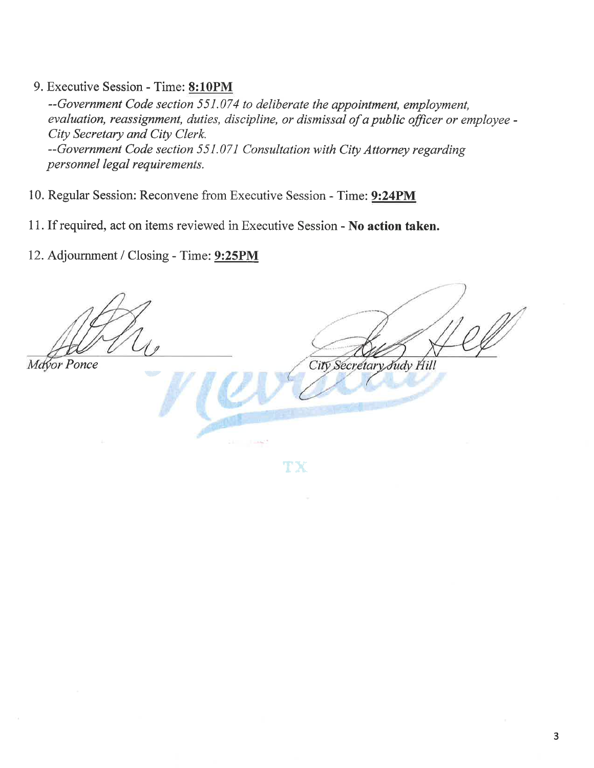9. Executive Session - Time: **8:10PM**

   *--Government Code section 551.074 to deliberate the appointment, employment, evaluation, reassignment, duties, discipline, or dismissal of a public officer or employee - City Secretary and City Clerk.*

   *--Government Code section 551.071 Consultation with City Attorney regarding personnel legal requirements.*

10. Regular Session: Reconvene from Executive Session - Time: **9:24PM**

11. If required, act on items reviewed in Executive Session - **No action taken.**

12. Adjournment / Closing - Time: **9:25PM**

*Mayor Ponce*

*City Secretary Judy Hill*